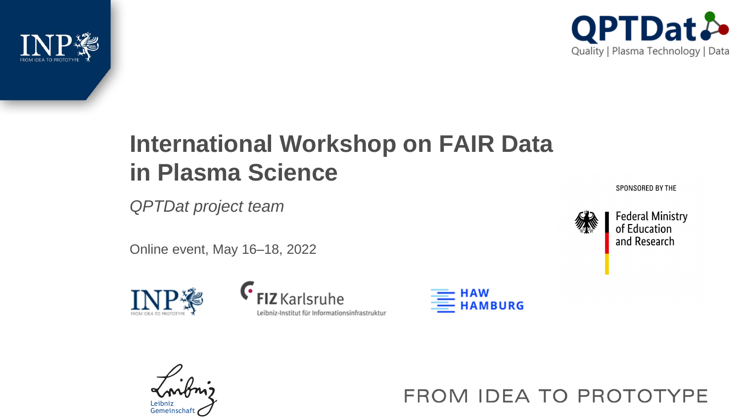# International Workshop on FAIR Data in Plasma Science

*QPTDat project team*

Online event, May 16–18, 2022

SPONSORED BY THE

Federal Ministry of Education and Research

FROM IDEA TO PROTOTYPE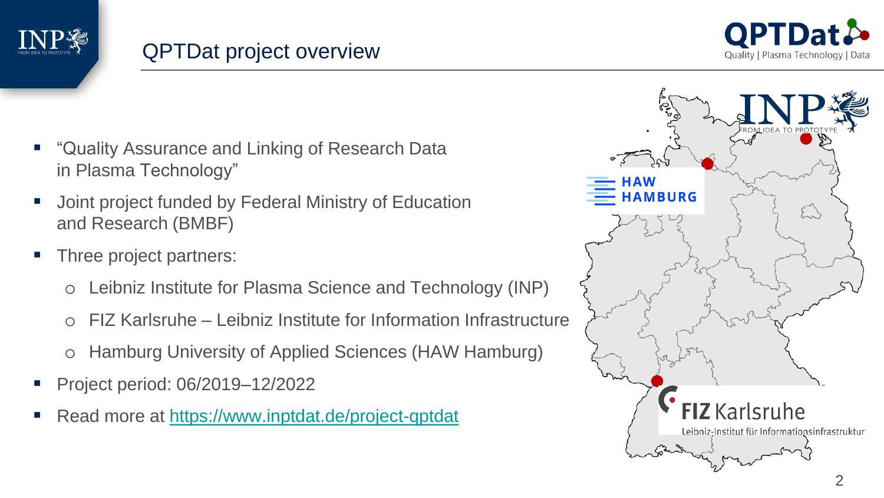# QPTDat project overview

- "Quality Assurance and Linking of Research Data in Plasma Technology"
- Joint project funded by Federal Ministry of Education and Research (BMBF)
- Three project partners:
  - Leibniz Institute for Plasma Science and Technology (INP)
  - FIZ Karlsruhe – Leibniz Institute for Information Infrastructure
  - Hamburg University of Applied Sciences (HAW Hamburg)
- Project period: 06/2019–12/2022
- Read more at [https://www.inptdat.de/project-qptdat](https://www.inptdat.de/project-qptdat)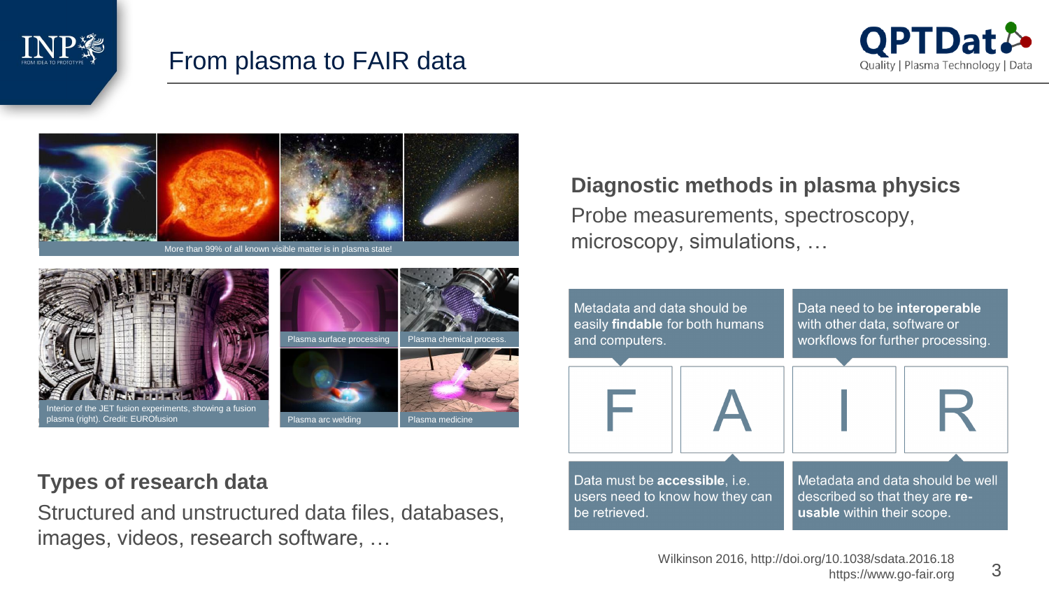# From plasma to FAIR data

More than 99% of all known visible matter is in plasma state!

Interior of the JET fusion experiments, showing a fusion plasma (right). Credit: EUROfusion

Plasma surface processing

Plasma chemical process.

Plasma arc welding

Plasma medicine

## Diagnostic methods in plasma physics

Probe measurements, spectroscopy, microscopy, simulations, …

## Types of research data

Structured and unstructured data files, databases, images, videos, research software, …

**F** – Metadata and data should be easily **findable** for both humans and computers.

**A** – Data must be **accessible**, i.e. users need to know how they can be retrieved.

**I** – Data need to be **interoperable** with other data, software or workflows for further processing.

**R** – Metadata and data should be well described so that they are **re-usable** within their scope.

Wilkinson 2016, http://doi.org/10.1038/sdata.2016.18
https://www.go-fair.org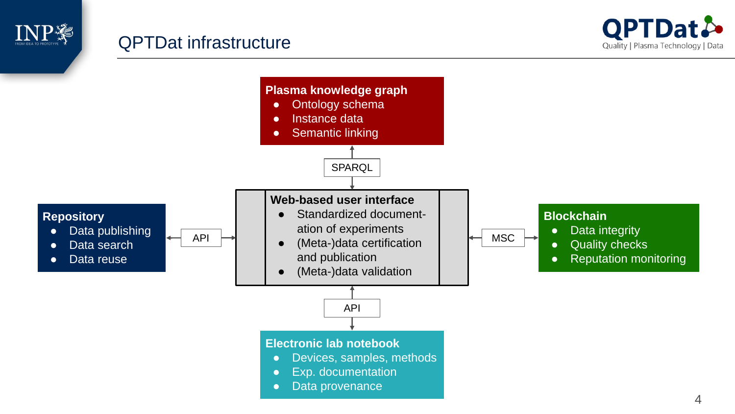# QPTDat infrastructure

**Plasma knowledge graph**
- Ontology schema
- Instance data
- Semantic linking

SPARQL

**Web-based user interface**
- Standardized documentation of experiments
- (Meta-)data certification and publication
- (Meta-)data validation

**Repository**
- Data publishing
- Data search
- Data reuse

API

**Blockchain**
- Data integrity
- Quality checks
- Reputation monitoring

MSC

API

**Electronic lab notebook**
- Devices, samples, methods
- Exp. documentation
- Data provenance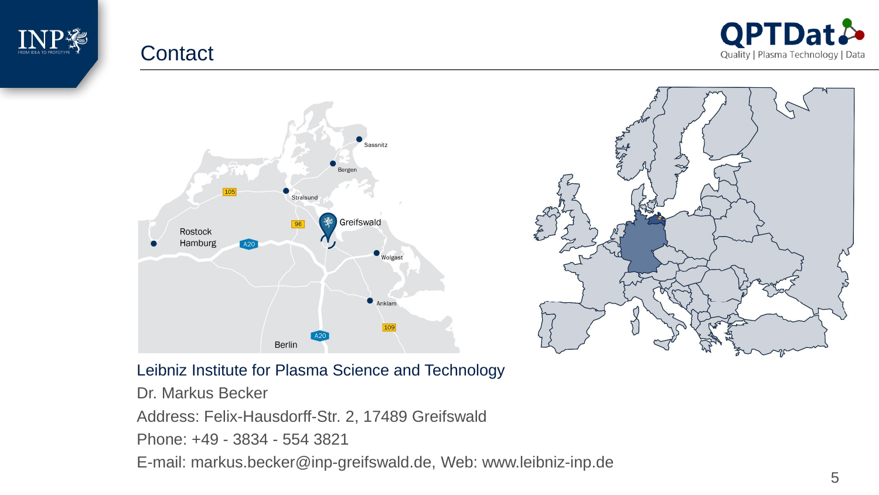# Contact

Sassnitz
Bergen
105
Stralsund
96
Greifswald
Rostock
Hamburg
A20
Wolgast
Anklam
109
A20
Berlin

Leibniz Institute for Plasma Science and Technology

Dr. Markus Becker

Address: Felix-Hausdorff-Str. 2, 17489 Greifswald

Phone: +49 - 3834 - 554 3821

E-mail: markus.becker@inp-greifswald.de, Web: www.leibniz-inp.de